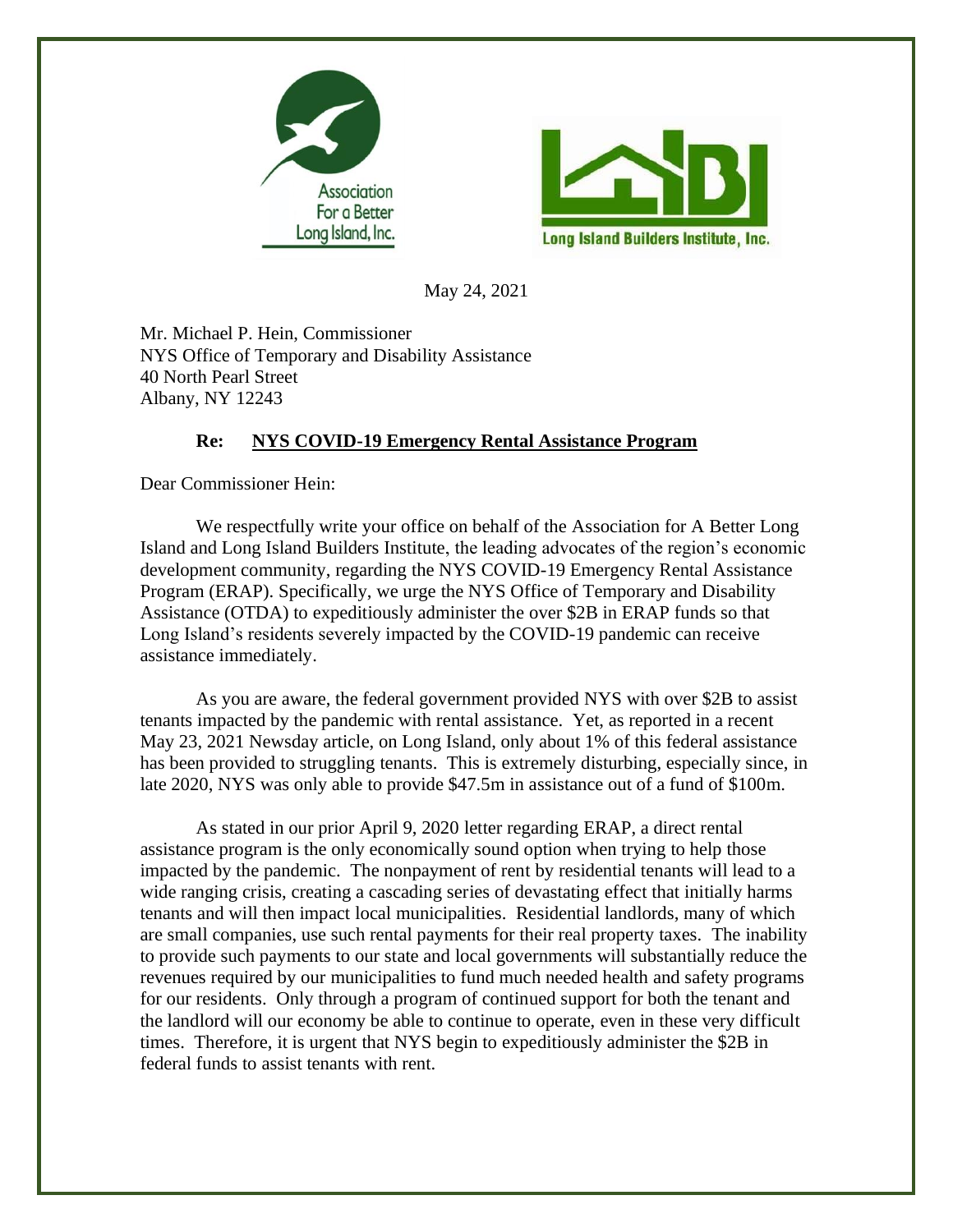Association For a Better Long Island, Inc.

Long Island Builders Institute, Inc.

May 24, 2021

Mr. Michael P. Hein, Commissioner
NYS Office of Temporary and Disability Assistance
40 North Pearl Street
Albany, NY 12243

**Re: NYS COVID-19 Emergency Rental Assistance Program**

Dear Commissioner Hein:

We respectfully write your office on behalf of the Association for A Better Long Island and Long Island Builders Institute, the leading advocates of the region's economic development community, regarding the NYS COVID-19 Emergency Rental Assistance Program (ERAP). Specifically, we urge the NYS Office of Temporary and Disability Assistance (OTDA) to expeditiously administer the over $2B in ERAP funds so that Long Island's residents severely impacted by the COVID-19 pandemic can receive assistance immediately.

As you are aware, the federal government provided NYS with over $2B to assist tenants impacted by the pandemic with rental assistance. Yet, as reported in a recent May 23, 2021 Newsday article, on Long Island, only about 1% of this federal assistance has been provided to struggling tenants. This is extremely disturbing, especially since, in late 2020, NYS was only able to provide $47.5m in assistance out of a fund of $100m.

As stated in our prior April 9, 2020 letter regarding ERAP, a direct rental assistance program is the only economically sound option when trying to help those impacted by the pandemic. The nonpayment of rent by residential tenants will lead to a wide ranging crisis, creating a cascading series of devastating effect that initially harms tenants and will then impact local municipalities. Residential landlords, many of which are small companies, use such rental payments for their real property taxes. The inability to provide such payments to our state and local governments will substantially reduce the revenues required by our municipalities to fund much needed health and safety programs for our residents. Only through a program of continued support for both the tenant and the landlord will our economy be able to continue to operate, even in these very difficult times. Therefore, it is urgent that NYS begin to expeditiously administer the $2B in federal funds to assist tenants with rent.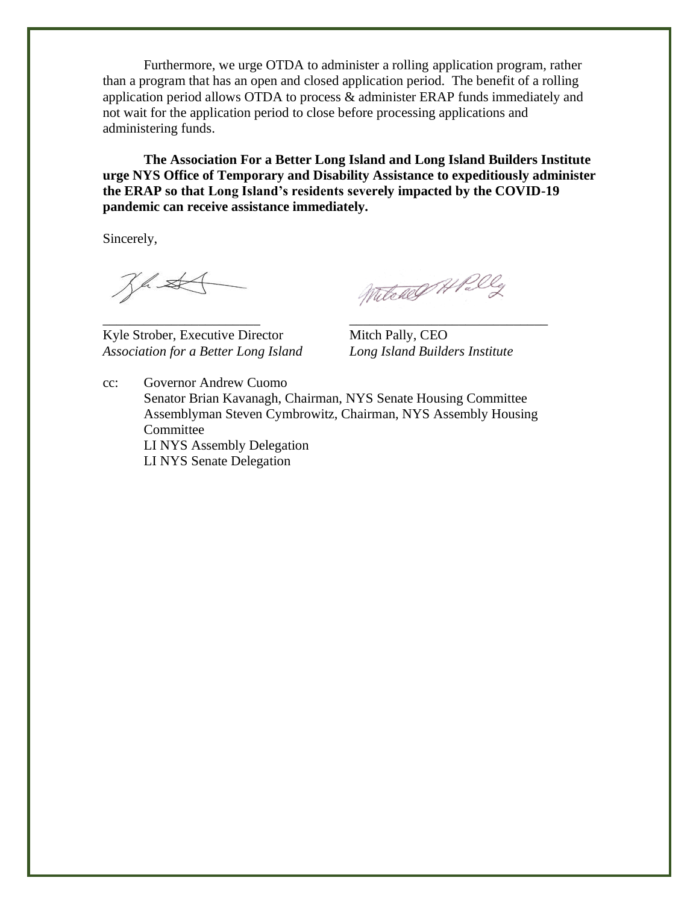Furthermore, we urge OTDA to administer a rolling application program, rather than a program that has an open and closed application period. The benefit of a rolling application period allows OTDA to process & administer ERAP funds immediately and not wait for the application period to close before processing applications and administering funds.

**The Association For a Better Long Island and Long Island Builders Institute urge NYS Office of Temporary and Disability Assistance to expeditiously administer the ERAP so that Long Island's residents severely impacted by the COVID-19 pandemic can receive assistance immediately.**

Sincerely,

Kyle Strober, Executive Director
*Association for a Better Long Island*

Mitch Pally, CEO
*Long Island Builders Institute*

cc: Governor Andrew Cuomo
Senator Brian Kavanagh, Chairman, NYS Senate Housing Committee
Assemblyman Steven Cymbrowitz, Chairman, NYS Assembly Housing Committee
LI NYS Assembly Delegation
LI NYS Senate Delegation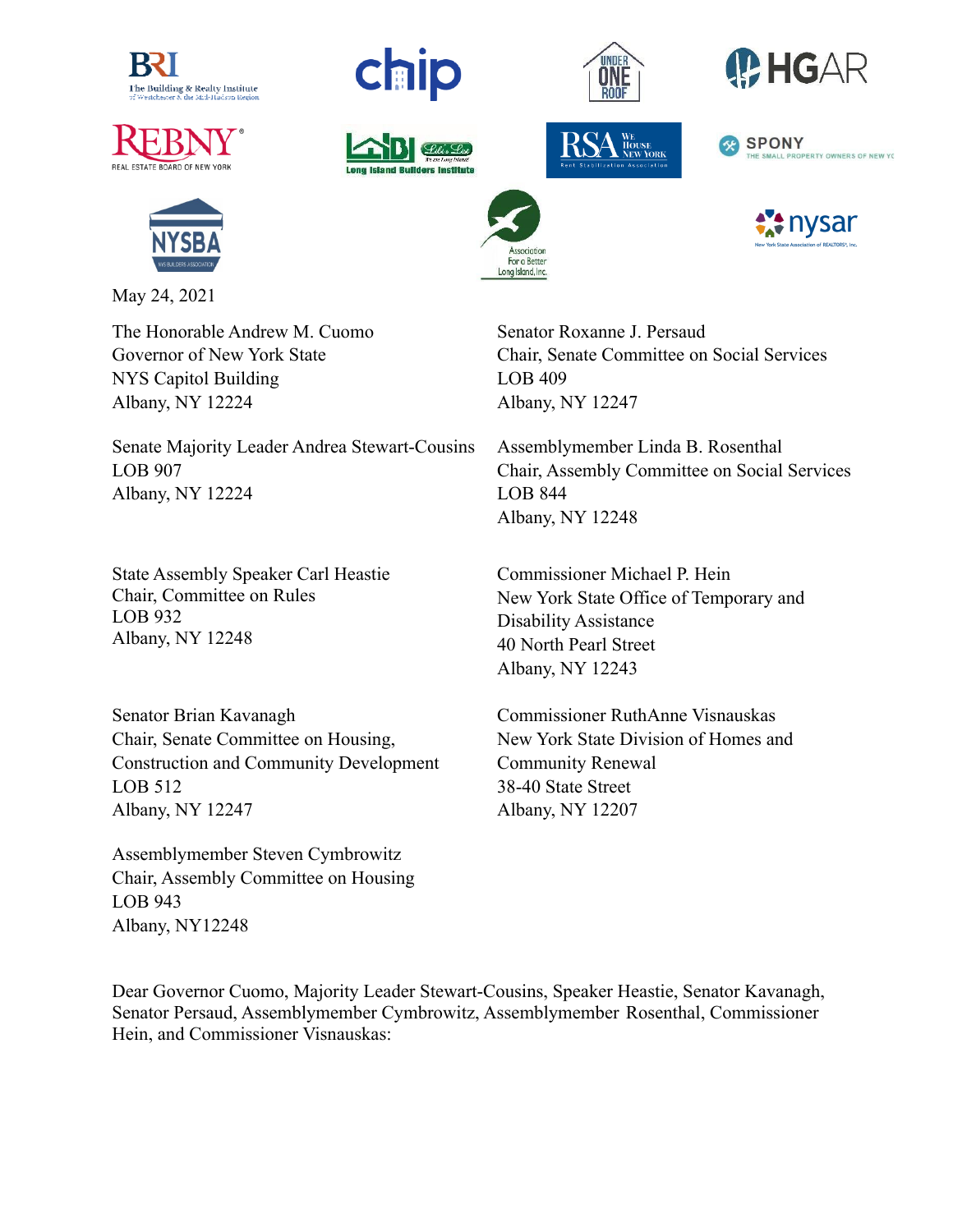May 24, 2021

The Honorable Andrew M. Cuomo
Governor of New York State
NYS Capitol Building
Albany, NY 12224

Senate Majority Leader Andrea Stewart-Cousins
LOB 907
Albany, NY 12224

State Assembly Speaker Carl Heastie
Chair, Committee on Rules
LOB 932
Albany, NY 12248

Senator Brian Kavanagh
Chair, Senate Committee on Housing, Construction and Community Development
LOB 512
Albany, NY 12247

Assemblymember Steven Cymbrowitz
Chair, Assembly Committee on Housing
LOB 943
Albany, NY12248

Senator Roxanne J. Persaud
Chair, Senate Committee on Social Services
LOB 409
Albany, NY 12247

Assemblymember Linda B. Rosenthal
Chair, Assembly Committee on Social Services
LOB 844
Albany, NY 12248

Commissioner Michael P. Hein
New York State Office of Temporary and Disability Assistance
40 North Pearl Street
Albany, NY 12243

Commissioner RuthAnne Visnauskas
New York State Division of Homes and Community Renewal
38-40 State Street
Albany, NY 12207

Dear Governor Cuomo, Majority Leader Stewart-Cousins, Speaker Heastie, Senator Kavanagh, Senator Persaud, Assemblymember Cymbrowitz, Assemblymember Rosenthal, Commissioner Hein, and Commissioner Visnauskas: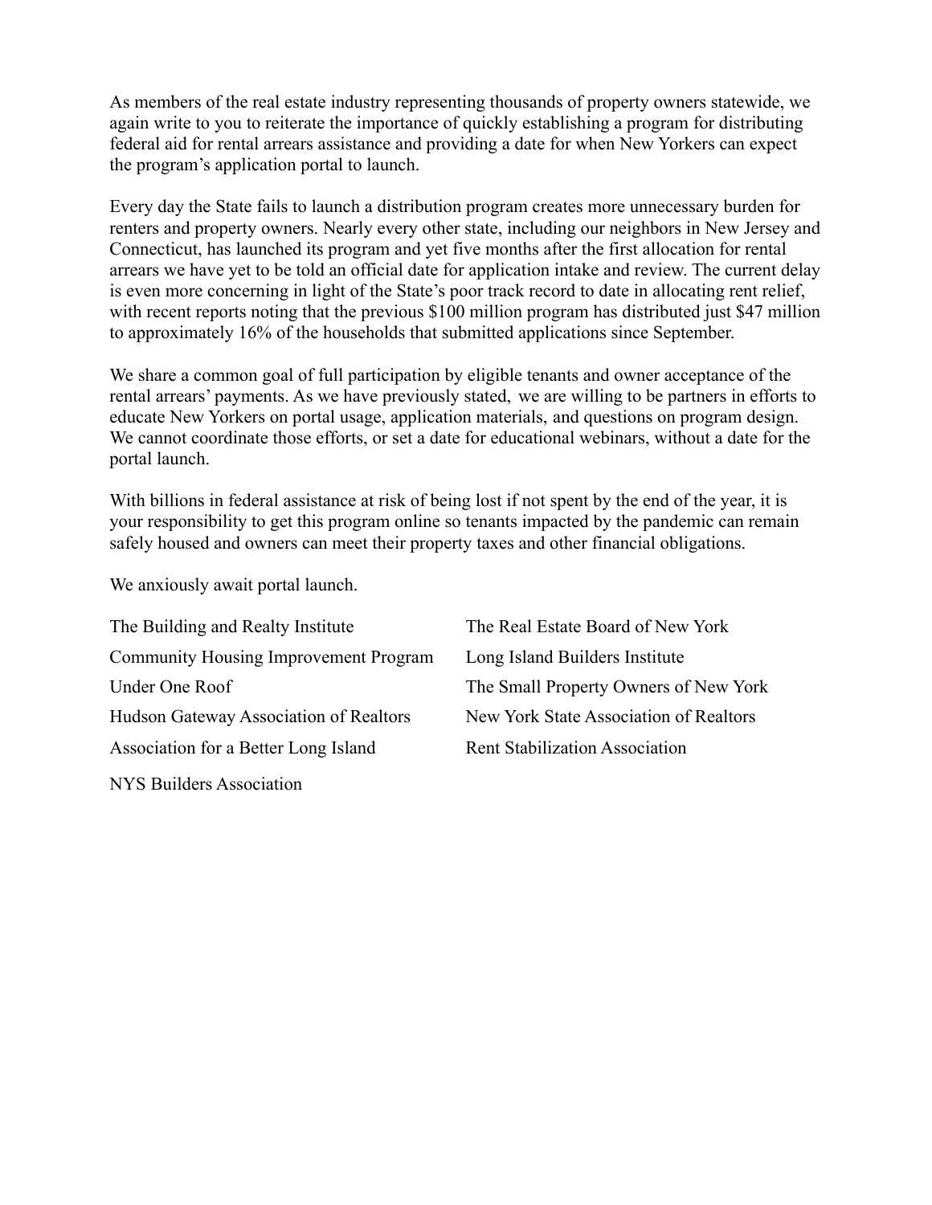As members of the real estate industry representing thousands of property owners statewide, we again write to you to reiterate the importance of quickly establishing a program for distributing federal aid for rental arrears assistance and providing a date for when New Yorkers can expect the program's application portal to launch.

Every day the State fails to launch a distribution program creates more unnecessary burden for renters and property owners. Nearly every other state, including our neighbors in New Jersey and Connecticut, has launched its program and yet five months after the first allocation for rental arrears we have yet to be told an official date for application intake and review. The current delay is even more concerning in light of the State's poor track record to date in allocating rent relief, with recent reports noting that the previous $100 million program has distributed just $47 million to approximately 16% of the households that submitted applications since September.

We share a common goal of full participation by eligible tenants and owner acceptance of the rental arrears' payments. As we have previously stated, we are willing to be partners in efforts to educate New Yorkers on portal usage, application materials, and questions on program design. We cannot coordinate those efforts, or set a date for educational webinars, without a date for the portal launch.

With billions in federal assistance at risk of being lost if not spent by the end of the year, it is your responsibility to get this program online so tenants impacted by the pandemic can remain safely housed and owners can meet their property taxes and other financial obligations.

We anxiously await portal launch.

The Building and Realty Institute
Community Housing Improvement Program
Under One Roof
Hudson Gateway Association of Realtors
Association for a Better Long Island
NYS Builders Association
The Real Estate Board of New York
Long Island Builders Institute
The Small Property Owners of New York
New York State Association of Realtors
Rent Stabilization Association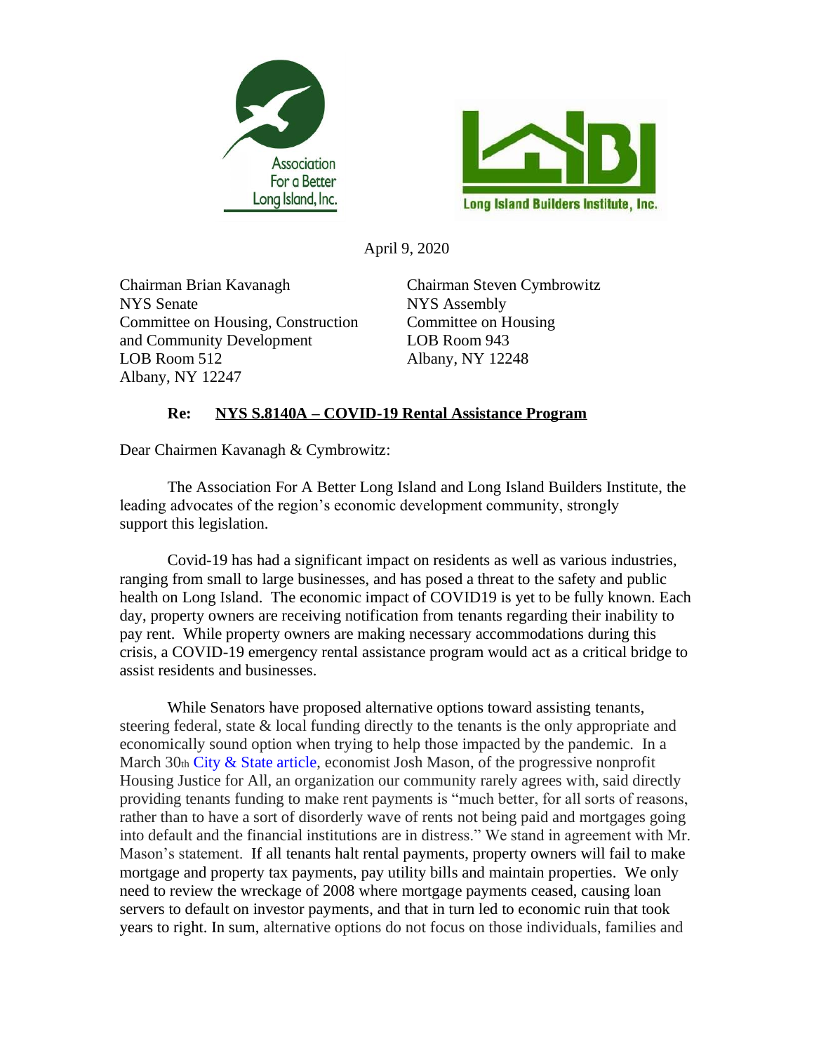Association For a Better Long Island, Inc.

Long Island Builders Institute, Inc.

April 9, 2020

Chairman Brian Kavanagh  
NYS Senate  
Committee on Housing, Construction and Community Development  
LOB Room 512  
Albany, NY 12247

Chairman Steven Cymbrowitz  
NYS Assembly  
Committee on Housing  
LOB Room 943  
Albany, NY 12248

**Re: <u>NYS S.8140A – COVID-19 Rental Assistance Program</u>**

Dear Chairmen Kavanagh & Cymbrowitz:

The Association For A Better Long Island and Long Island Builders Institute, the leading advocates of the region's economic development community, strongly support this legislation.

Covid-19 has had a significant impact on residents as well as various industries, ranging from small to large businesses, and has posed a threat to the safety and public health on Long Island. The economic impact of COVID19 is yet to be fully known. Each day, property owners are receiving notification from tenants regarding their inability to pay rent. While property owners are making necessary accommodations during this crisis, a COVID-19 emergency rental assistance program would act as a critical bridge to assist residents and businesses.

While Senators have proposed alternative options toward assisting tenants, steering federal, state & local funding directly to the tenants is the only appropriate and economically sound option when trying to help those impacted by the pandemic. In a March 30th City & State article, economist Josh Mason, of the progressive nonprofit Housing Justice for All, an organization our community rarely agrees with, said directly providing tenants funding to make rent payments is "much better, for all sorts of reasons, rather than to have a sort of disorderly wave of rents not being paid and mortgages going into default and the financial institutions are in distress." We stand in agreement with Mr. Mason's statement. If all tenants halt rental payments, property owners will fail to make mortgage and property tax payments, pay utility bills and maintain properties. We only need to review the wreckage of 2008 where mortgage payments ceased, causing loan servers to default on investor payments, and that in turn led to economic ruin that took years to right. In sum, alternative options do not focus on those individuals, families and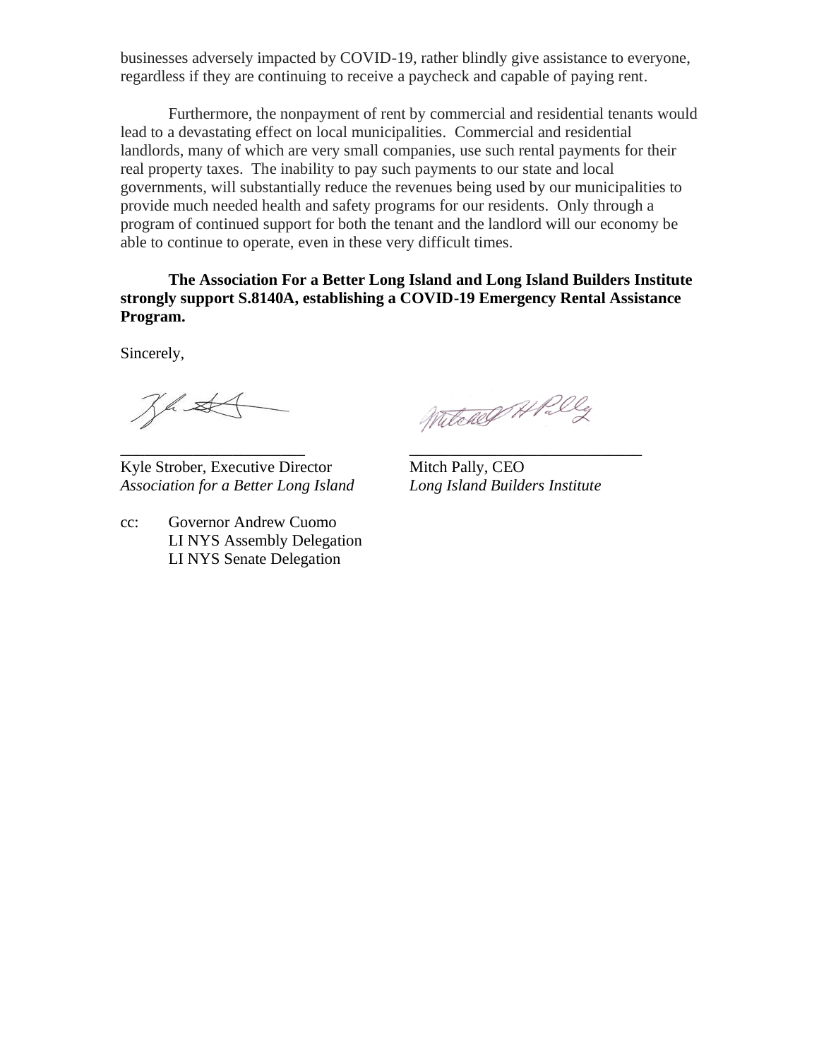businesses adversely impacted by COVID-19, rather blindly give assistance to everyone, regardless if they are continuing to receive a paycheck and capable of paying rent.

Furthermore, the nonpayment of rent by commercial and residential tenants would lead to a devastating effect on local municipalities. Commercial and residential landlords, many of which are very small companies, use such rental payments for their real property taxes. The inability to pay such payments to our state and local governments, will substantially reduce the revenues being used by our municipalities to provide much needed health and safety programs for our residents. Only through a program of continued support for both the tenant and the landlord will our economy be able to continue to operate, even in these very difficult times.

**The Association For a Better Long Island and Long Island Builders Institute strongly support S.8140A, establishing a COVID-19 Emergency Rental Assistance Program.**

Sincerely,

Kyle Strober, Executive Director
*Association for a Better Long Island*

Mitch Pally, CEO
*Long Island Builders Institute*

cc: Governor Andrew Cuomo
LI NYS Assembly Delegation
LI NYS Senate Delegation